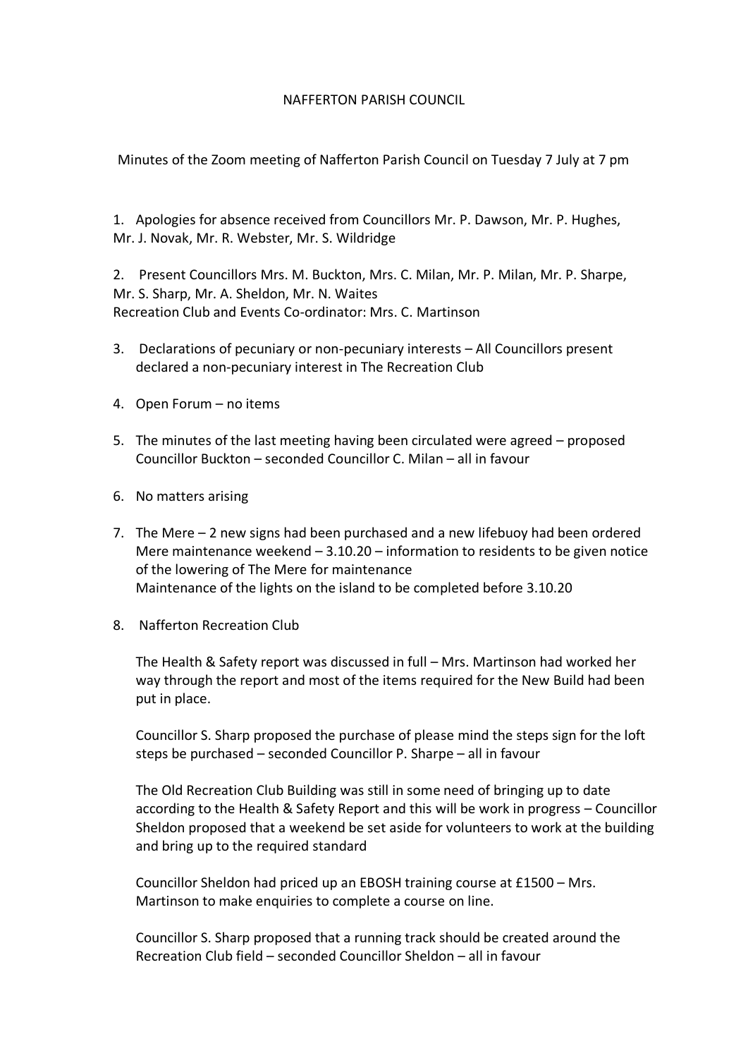# NAFFERTON PARISH COUNCIL

Minutes of the Zoom meeting of Nafferton Parish Council on Tuesday 7 July at 7 pm

1. Apologies for absence received from Councillors Mr. P. Dawson, Mr. P. Hughes, Mr. J. Novak, Mr. R. Webster, Mr. S. Wildridge

2. Present Councillors Mrs. M. Buckton, Mrs. C. Milan, Mr. P. Milan, Mr. P. Sharpe, Mr. S. Sharp, Mr. A. Sheldon, Mr. N. Waites
Recreation Club and Events Co-ordinator: Mrs. C. Martinson

3. Declarations of pecuniary or non-pecuniary interests – All Councillors present declared a non-pecuniary interest in The Recreation Club

4. Open Forum – no items

5. The minutes of the last meeting having been circulated were agreed – proposed Councillor Buckton – seconded Councillor C. Milan – all in favour

6. No matters arising

7. The Mere – 2 new signs had been purchased and a new lifebuoy had been ordered
Mere maintenance weekend – 3.10.20 – information to residents to be given notice of the lowering of The Mere for maintenance
Maintenance of the lights on the island to be completed before 3.10.20

8. Nafferton Recreation Club

   The Health & Safety report was discussed in full – Mrs. Martinson had worked her way through the report and most of the items required for the New Build had been put in place.

   Councillor S. Sharp proposed the purchase of please mind the steps sign for the loft steps be purchased – seconded Councillor P. Sharpe – all in favour

   The Old Recreation Club Building was still in some need of bringing up to date according to the Health & Safety Report and this will be work in progress – Councillor Sheldon proposed that a weekend be set aside for volunteers to work at the building and bring up to the required standard

   Councillor Sheldon had priced up an EBOSH training course at £1500 – Mrs. Martinson to make enquiries to complete a course on line.

   Councillor S. Sharp proposed that a running track should be created around the Recreation Club field – seconded Councillor Sheldon – all in favour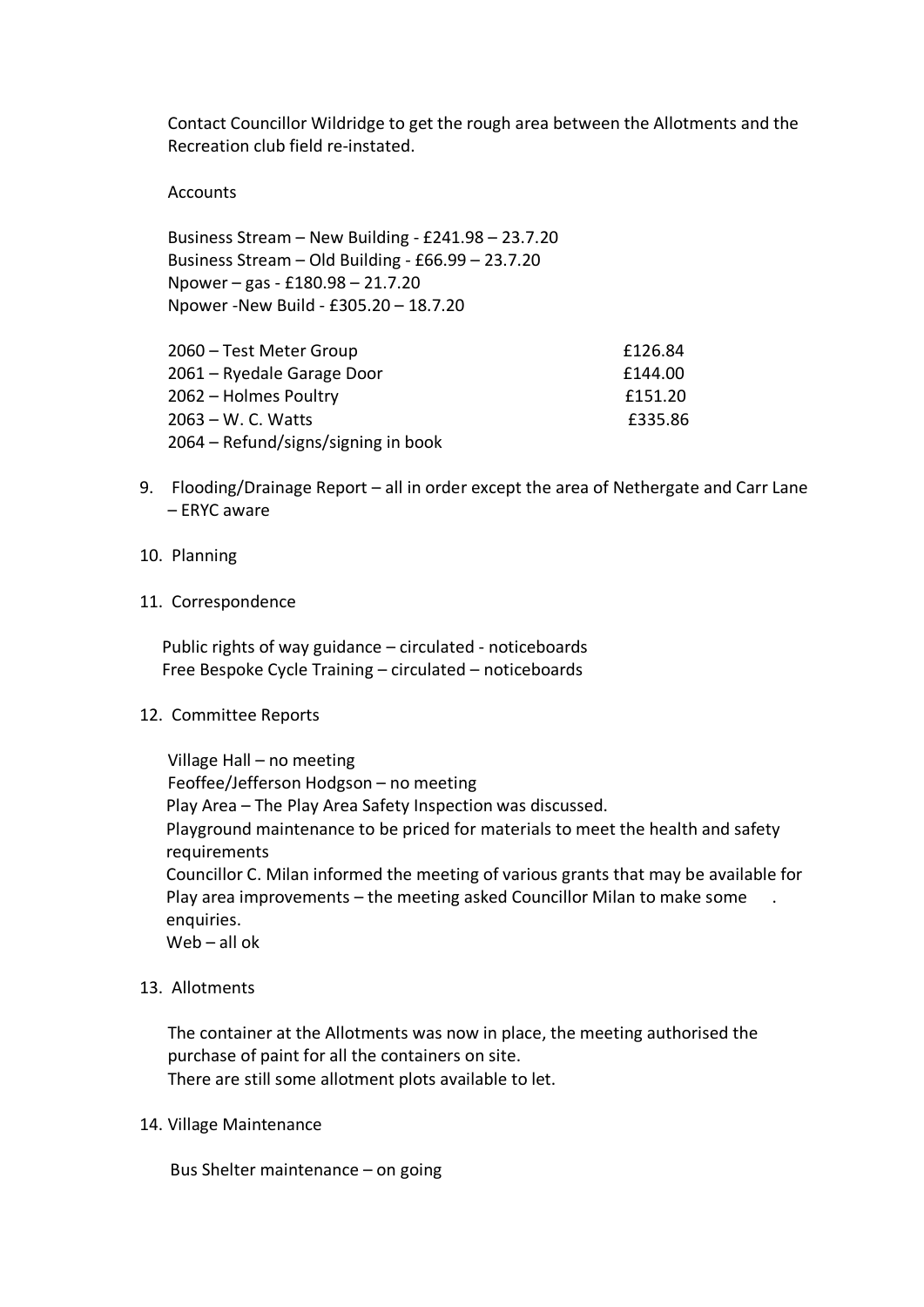Contact Councillor Wildridge to get the rough area between the Allotments and the Recreation club field re-instated.

Accounts

Business Stream – New Building - £241.98 – 23.7.20
Business Stream – Old Building - £66.99 – 23.7.20
Npower – gas - £180.98 – 21.7.20
Npower -New Build - £305.20 – 18.7.20

| | |
|---|---|
| 2060 – Test Meter Group | £126.84 |
| 2061 – Ryedale Garage Door | £144.00 |
| 2062 – Holmes Poultry | £151.20 |
| 2063 – W. C. Watts | £335.86 |
| 2064 – Refund/signs/signing in book | |

9. Flooding/Drainage Report – all in order except the area of Nethergate and Carr Lane – ERYC aware

10. Planning

11. Correspondence

Public rights of way guidance – circulated - noticeboards
Free Bespoke Cycle Training – circulated – noticeboards

12. Committee Reports

Village Hall – no meeting
Feoffee/Jefferson Hodgson – no meeting
Play Area – The Play Area Safety Inspection was discussed.
Playground maintenance to be priced for materials to meet the health and safety requirements
Councillor C. Milan informed the meeting of various grants that may be available for Play area improvements – the meeting asked Councillor Milan to make some enquiries.
Web – all ok

13. Allotments

The container at the Allotments was now in place, the meeting authorised the purchase of paint for all the containers on site.
There are still some allotment plots available to let.

14. Village Maintenance

Bus Shelter maintenance – on going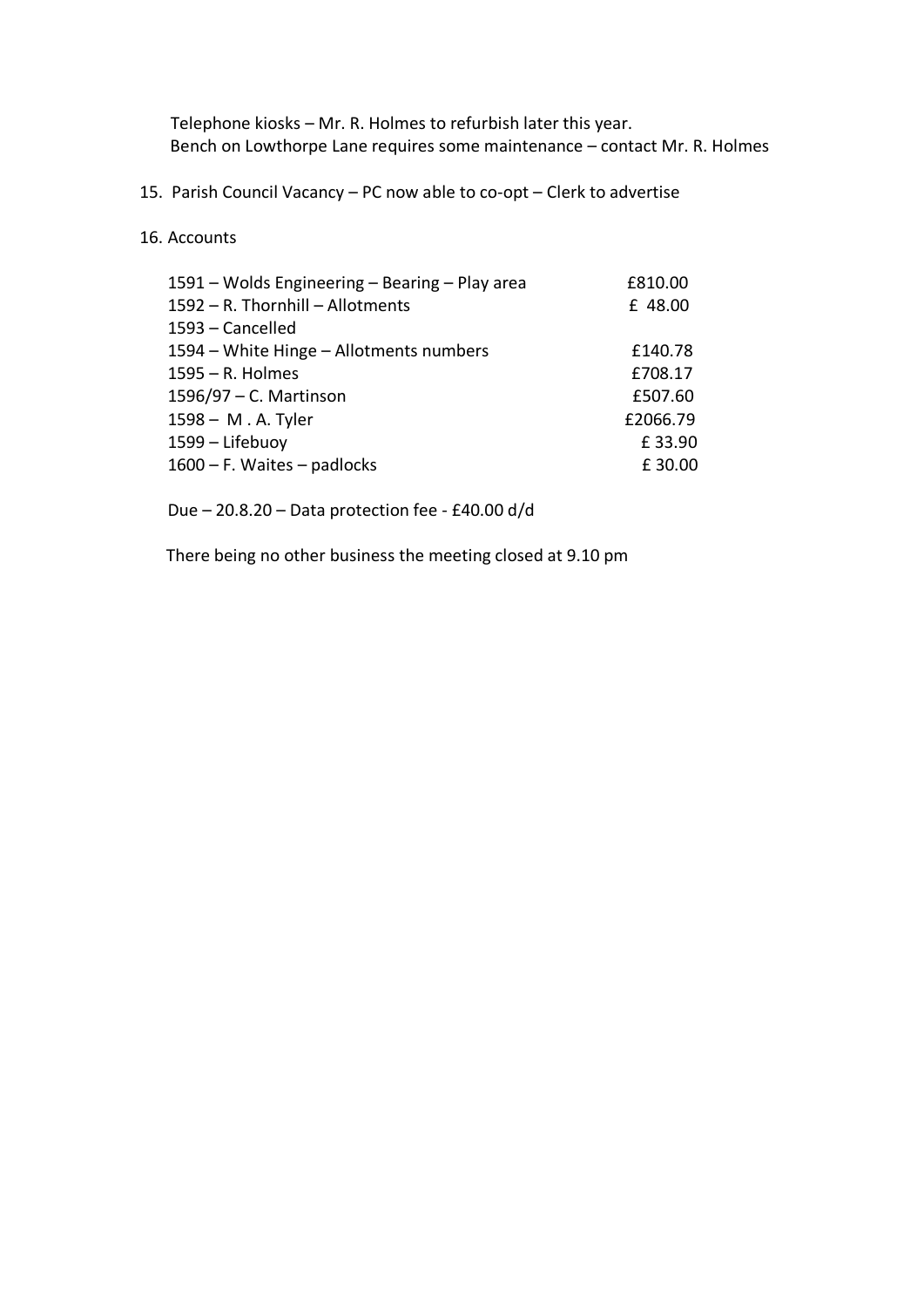Telephone kiosks – Mr. R. Holmes to refurbish later this year.
Bench on Lowthorpe Lane requires some maintenance – contact Mr. R. Holmes

15. Parish Council Vacancy – PC now able to co-opt – Clerk to advertise

16. Accounts

| | |
|---|---|
| 1591 – Wolds Engineering – Bearing – Play area | £810.00 |
| 1592 – R. Thornhill – Allotments | £ 48.00 |
| 1593 – Cancelled | |
| 1594 – White Hinge – Allotments numbers | £140.78 |
| 1595 – R. Holmes | £708.17 |
| 1596/97 – C. Martinson | £507.60 |
| 1598 – M . A. Tyler | £2066.79 |
| 1599 – Lifebuoy | £ 33.90 |
| 1600 – F. Waites – padlocks | £ 30.00 |

Due – 20.8.20 – Data protection fee - £40.00 d/d

There being no other business the meeting closed at 9.10 pm